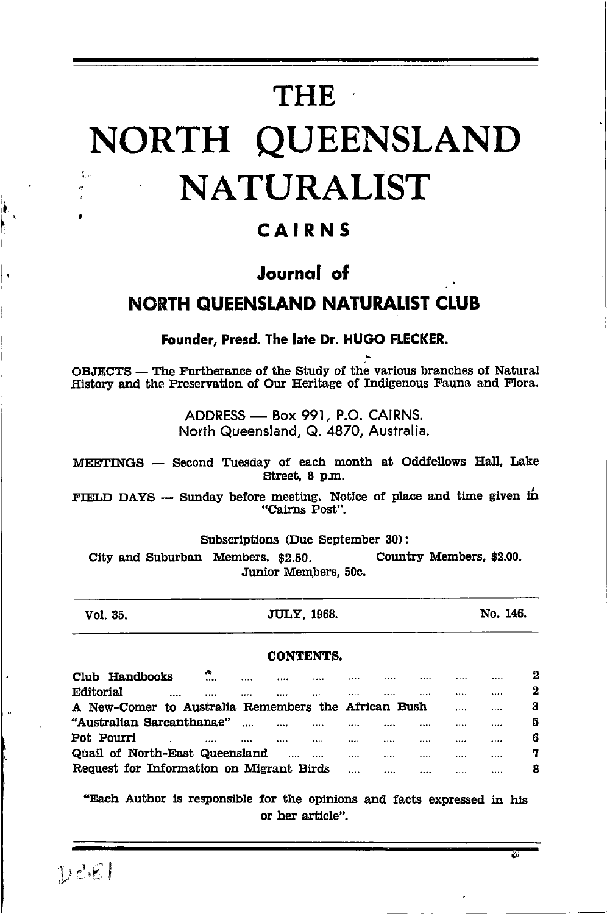# THE NORTH QUEENSLAND NATURALIST

## CAIRNS

### Journal of NORTH QUEENSLAND NATURALIST CLUB

**Founder, Presd. The late Dr. HUGO FLECKER.**

OBJECTS — The Furtherance of the Study of the various branches of Natural History and the Preservation of Our Heritage of Indigenous Fauna and Flora.

ADDRESS — Box 991, P.O. CAIRNS.
North Queensland, Q. 4870, Australia.

MEETINGS — Second Tuesday of each month at Oddfellows Hall, Lake Street, 8 p.m.

FIELD DAYS — Sunday before meeting. Notice of place and time given in "Cairns Post".

Subscriptions (Due September 30):
City and Suburban Members, $2.50. Country Members, $2.00.
Junior Members, 50c.

Vol. 35. JULY, 1968. No. 146.

**CONTENTS.**

| | |
|---|---|
| Club Handbooks | 2 |
| Editorial | 2 |
| A New-Comer to Australia Remembers the African Bush | 3 |
| "Australian Sarcanthanae" | 5 |
| Pot Pourri | 6 |
| Quail of North-East Queensland | 7 |
| Request for Information on Migrant Birds | 8 |

"Each Author is responsible for the opinions and facts expressed in his or her article".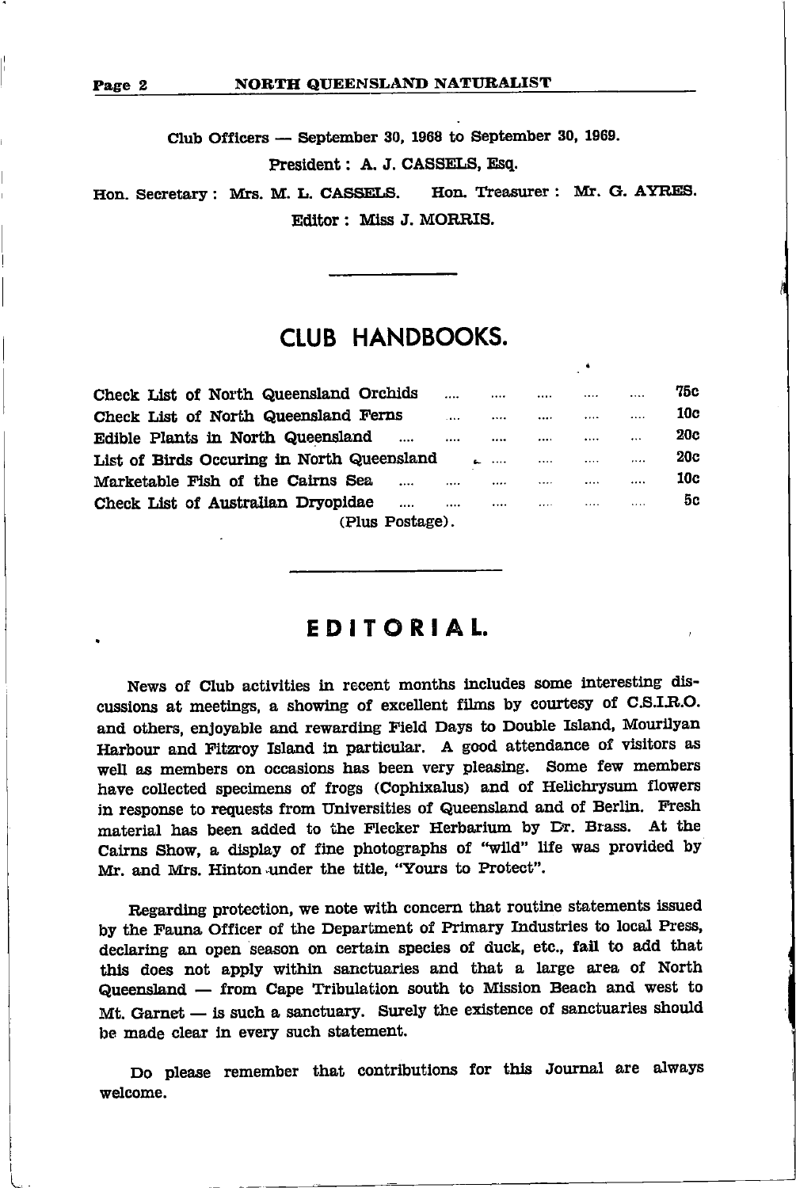Club Officers — September 30, 1968 to September 30, 1969.

President : A. J. CASSELS, Esq.

Hon. Secretary : Mrs. M. L. CASSELS. Hon. Treasurer : Mr. G. AYRES.

Editor : Miss J. MORRIS.

## CLUB HANDBOOKS.

| | |
|---|---|
| Check List of North Queensland Orchids | 75c |
| Check List of North Queensland Ferns | 10c |
| Edible Plants in North Queensland | 20c |
| List of Birds Occuring in North Queensland | 20c |
| Marketable Fish of the Cairns Sea | 10c |
| Check List of Australian Dryopidae | 5c |

(Plus Postage).

## EDITORIAL.

News of Club activities in recent months includes some interesting discussions at meetings, a showing of excellent films by courtesy of C.S.I.R.O. and others, enjoyable and rewarding Field Days to Double Island, Mourilyan Harbour and Fitzroy Island in particular. A good attendance of visitors as well as members on occasions has been very pleasing. Some few members have collected specimens of frogs (Cophixalus) and of Helichrysum flowers in response to requests from Universities of Queensland and of Berlin. Fresh material has been added to the Flecker Herbarium by Dr. Brass. At the Cairns Show, a display of fine photographs of "wild" life was provided by Mr. and Mrs. Hinton under the title, "Yours to Protect".

Regarding protection, we note with concern that routine statements issued by the Fauna Officer of the Department of Primary Industries to local Press, declaring an open season on certain species of duck, etc., fail to add that this does not apply within sanctuaries and that a large area of North Queensland — from Cape Tribulation south to Mission Beach and west to Mt. Garnet — is such a sanctuary. Surely the existence of sanctuaries should be made clear in every such statement.

Do please remember that contributions for this Journal are always welcome.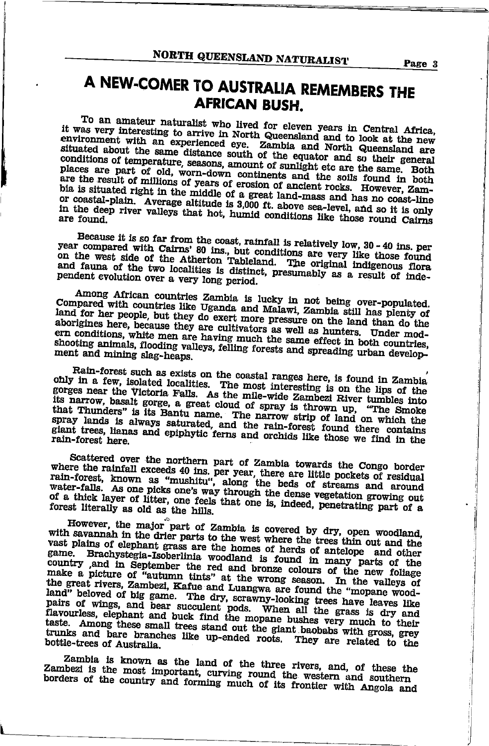# A NEW-COMER TO AUSTRALIA REMEMBERS THE AFRICAN BUSH.

To an amateur naturalist who lived for eleven years in Central Africa, it was very interesting to arrive in North Queensland and to look at the new environment with an experienced eye. Zambia and North Queensland are situated about the same distance south of the equator and so their general conditions of temperature, seasons, amount of sunlight etc are the same. Both places are part of old, worn-down continents and the soils found in both are the result of millions of years of erosion of ancient rocks. However, Zambia is situated right in the middle of a great land-mass and has no coast-line or coastal-plain. Average altitude is 3,000 ft. above sea-level, and so it is only in the deep river valleys that hot, humid conditions like those round Cairns are found.

Because it is so far from the coast, rainfall is relatively low, 30 - 40 ins. per year compared with Cairns' 80 ins., but conditions are very like those found on the west side of the Atherton Tableland. The original indigenous flora and fauna of the two localities is distinct, presumably as a result of independent evolution over a very long period.

Among African countries Zambia is lucky in not being over-populated. Compared with countries like Uganda and Malawi, Zambia still has plenty of land for her people, but they do exert more pressure on the land than do the aborigines here, because they are cultivators as well as hunters. Under modern conditions, white men are having much the same effect in both countries, shooting animals, flooding valleys, felling forests and spreading urban development and mining slag-heaps.

Rain-forest such as exists on the coastal ranges here, is found in Zambia only in a few, isolated localities. The most interesting is on the lips of the gorges near the Victoria Falls. As the mile-wide Zambezi River tumbles into its narrow, basalt gorge, a great cloud of spray is thrown up, "The Smoke that Thunders" is its Bantu name. The narrow strip of land on which the spray lands is always saturated, and the rain-forest found there contains giant trees, lianas and epiphytic ferns and orchids like those we find in the rain-forest here.

Scattered over the northern part of Zambia towards the Congo border where the rainfall exceeds 40 ins. per year, there are little pockets of residual rain-forest, known as "mushitu", along the beds of streams and around water-falls. As one picks one's way through the dense vegetation growing out of a thick layer of litter, one feels that one is, indeed, penetrating part of a forest literally as old as the hills.

However, the major part of Zambia is covered by dry, open woodland, with savannah in the drier parts to the west where the trees thin out and the vast plains of elephant grass are the homes of herds of antelope and other game. Brachystegia-Isoberlinia woodland is found in many parts of the country ,and in September the red and bronze colours of the new foliage make a picture of "autumn tints" at the wrong season. In the valleys of the great rivers, Zambezi, Kafue and Luangwa are found the "mopane woodland" beloved of big game. The dry, scrawny-looking trees have leaves like pairs of wings, and bear succulent pods. When all the grass is dry and flavourless, elephant and buck find the mopane bushes very much to their taste. Among these small trees stand out the giant baobabs with gross, grey trunks and bare branches like up-ended roots. They are related to the bottle-trees of Australia.

Zambia is known as the land of the three rivers, and, of these the Zambezi is the most important, curving round the western and southern borders of the country and forming much of its frontier with Angola and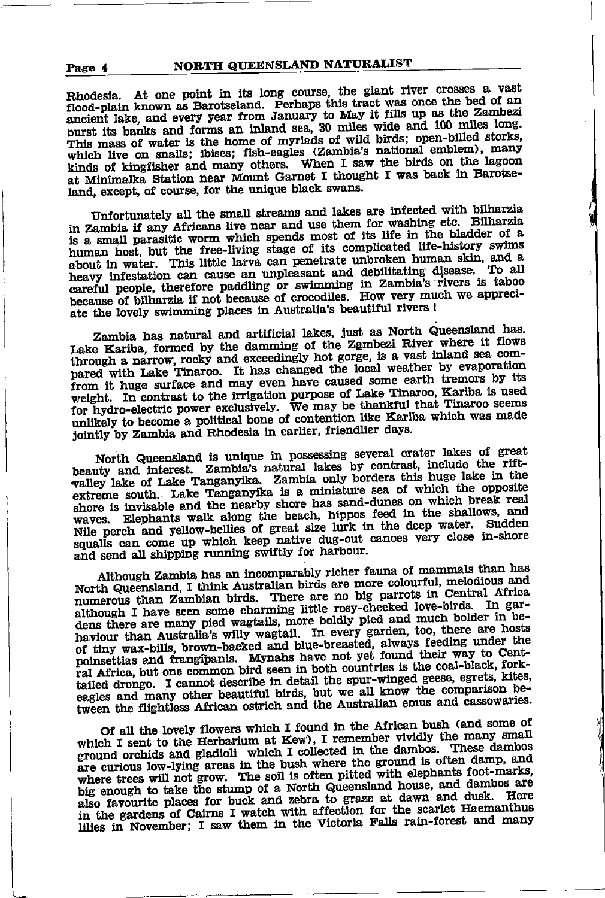Rhodesia. At one point in its long course, the giant river crosses a vast flood-plain known as Barotseland. Perhaps this tract was once the bed of an ancient lake, and every year from January to May it fills up as the Zambezi burst its banks and forms an inland sea, 30 miles wide and 100 miles long. This mass of water is the home of myriads of wild birds; open-billed storks, which live on snails; ibises; fish-eagles (Zambia's national emblem), many kinds of kingfisher and many others. When I saw the birds on the lagoon at Minimalka Station near Mount Garnet I thought I was back in Barotseland, except, of course, for the unique black swans.

Unfortunately all the small streams and lakes are infected with bilharzia in Zambia if any Africans live near and use them for washing etc. Bilharzia is a small parasitic worm which spends most of its life in the bladder of a human host, but the free-living stage of its complicated life-history swims about in water. This little larva can penetrate unbroken human skin, and a heavy infestation can cause an unpleasant and debilitating disease. To all careful people, therefore paddling or swimming in Zambia's rivers is taboo because of bilharzia if not because of crocodiles. How very much we appreciate the lovely swimming places in Australia's beautiful rivers!

Zambia has natural and artificial lakes, just as North Queensland has. Lake Kariba, formed by the damming of the Zambezi River where it flows through a narrow, rocky and exceedingly hot gorge, is a vast inland sea compared with Lake Tinaroo. It has changed the local weather by evaporation from it huge surface and may even have caused some earth tremors by its weight. In contrast to the irrigation purpose of Lake Tinaroo, Kariba is used for hydro-electric power exclusively. We may be thankful that Tinaroo seems unlikely to become a political bone of contention like Kariba which was made jointly by Zambia and Rhodesia in earlier, friendlier days.

North Queensland is unique in possessing several crater lakes of great beauty and interest. Zambia's natural lakes by contrast, include the rift-valley lake of Lake Tanganyika. Zambia only borders this huge lake in the extreme south. Lake Tanganyika is a miniature sea of which the opposite shore is invisable and the nearby shore has sand-dunes on which break real waves. Elephants walk along the beach, hippos feed in the shallows, and Nile perch and yellow-bellies of great size lurk in the deep water. Sudden squalls can come up which keep native dug-out canoes very close in-shore and send all shipping running swiftly for harbour.

Although Zambia has an incomparably richer fauna of mammals than has North Queensland, I think Australian birds are more colourful, melodious and numerous than Zambian birds. There are no big parrots in Central Africa although I have seen some charming little rosy-cheeked love-birds. In gardens there are many pied wagtails, more boldly pied and much bolder in behaviour than Australia's willy wagtail. In every garden, too, there are hosts of tiny wax-bills, brown-backed and blue-breasted, always feeding under the poinsettias and frangipanis. Mynahs have not yet found their way to Central Africa, but one common bird seen in both countries is the coal-black, fork-tailed drongo. I cannot describe in detail the spur-winged geese, egrets, kites, eagles and many other beautiful birds, but we all know the comparison between the flightless African ostrich and the Australian emus and cassowaries.

Of all the lovely flowers which I found in the African bush (and some of which I sent to the Herbarium at Kew), I remember vividly the many small ground orchids and gladioli which I collected in the dambos. These dambos are curious low-lying areas in the bush where the ground is often damp, and where trees will not grow. The soil is often pitted with elephants foot-marks, big enough to take the stump of a North Queensland house, and dambos are also favourite places for buck and zebra to graze at dawn and dusk. Here in the gardens of Cairns I watch with affection for the scarlet Haemanthus lilies in November; I saw them in the Victoria Falls rain-forest and many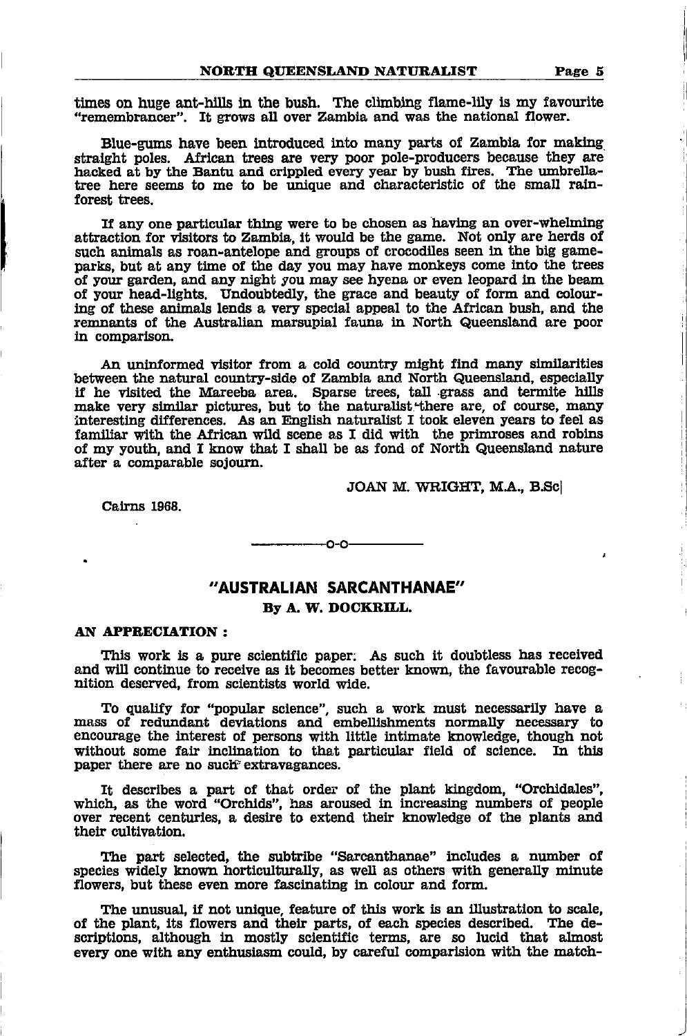times on huge ant-hills in the bush. The climbing flame-lily is my favourite "remembrancer". It grows all over Zambia and was the national flower.

Blue-gums have been introduced into many parts of Zambia for making straight poles. African trees are very poor pole-producers because they are hacked at by the Bantu and crippled every year by bush fires. The umbrella-tree here seems to me to be unique and characteristic of the small rain-forest trees.

If any one particular thing were to be chosen as having an over-whelming attraction for visitors to Zambia, it would be the game. Not only are herds of such animals as roan-antelope and groups of crocodiles seen in the big game-parks, but at any time of the day you may have monkeys come into the trees of your garden, and any night you may see hyena or even leopard in the beam of your head-lights. Undoubtedly, the grace and beauty of form and colouring of these animals lends a very special appeal to the African bush, and the remnants of the Australian marsupial fauna in North Queensland are poor in comparison.

An uninformed visitor from a cold country might find many similarities between the natural country-side of Zambia and North Queensland, especially if he visited the Mareeba area. Sparse trees, tall grass and termite hills make very similar pictures, but to the naturalist there are, of course, many interesting differences. As an English naturalist I took eleven years to feel as familiar with the African wild scene as I did with the primroses and robins of my youth, and I know that I shall be as fond of North Queensland nature after a comparable sojourn.

JOAN M. WRIGHT, M.A., B.Sc.

Cairns 1968.

---o-o---

## "AUSTRALIAN SARCANTHANAE"

**By A. W. DOCKRILL.**

**AN APPRECIATION :**

This work is a pure scientific paper. As such it doubtless has received and will continue to receive as it becomes better known, the favourable recognition deserved, from scientists world wide.

To qualify for "popular science", such a work must necessarily have a mass of redundant deviations and embellishments normally necessary to encourage the interest of persons with little intimate knowledge, though not without some fair inclination to that particular field of science. In this paper there are no such extravagances.

It describes a part of that order of the plant kingdom, "Orchidales", which, as the word "Orchids", has aroused in increasing numbers of people over recent centuries, a desire to extend their knowledge of the plants and their cultivation.

The part selected, the subtribe "Sarcanthanae" includes a number of species widely known horticulturally, as well as others with generally minute flowers, but these even more fascinating in colour and form.

The unusual, if not unique, feature of this work is an illustration to scale, of the plant, its flowers and their parts, of each species described. The descriptions, although in mostly scientific terms, are so lucid that almost every one with any enthusiasm could, by careful comparision with the match-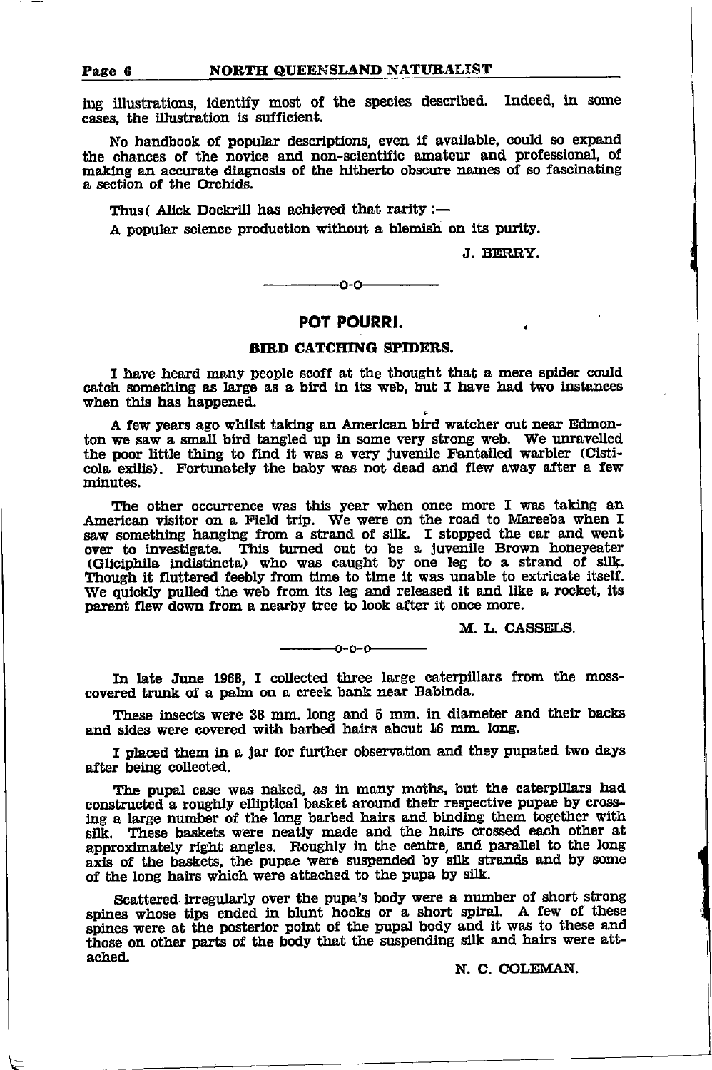ing illustrations, identify most of the species described. Indeed, in some cases, the illustration is sufficient.

No handbook of popular descriptions, even if available, could so expand the chances of the novice and non-scientific amateur and professional, of making an accurate diagnosis of the hitherto obscure names of so fascinating a section of the Orchids.

Thus( Alick Dockrill has achieved that rarity :—

A popular science production without a blemish on its purity.

J. BERRY.

—o-o—

## POT POURRI.

### BIRD CATCHING SPIDERS.

I have heard many people scoff at the thought that a mere spider could catch something as large as a bird in its web, but I have had two instances when this has happened.

A few years ago whilst taking an American bird watcher out near Edmonton we saw a small bird tangled up in some very strong web. We unravelled the poor little thing to find it was a very juvenile Fantailed warbler (Cisticola exilis). Fortunately the baby was not dead and flew away after a few minutes.

The other occurrence was this year when once more I was taking an American visitor on a Field trip. We were on the road to Mareeba when I saw something hanging from a strand of silk. I stopped the car and went over to investigate. This turned out to be a juvenile Brown honeyeater (Gliciphila indistincta) who was caught by one leg to a strand of silk. Though it fluttered feebly from time to time it was unable to extricate itself. We quickly pulled the web from its leg and released it and like a rocket, its parent flew down from a nearby tree to look after it once more.

M. L. CASSELS.

—o-o-o—

In late June 1968, I collected three large caterpillars from the moss-covered trunk of a palm on a creek bank near Babinda.

These insects were 38 mm. long and 5 mm. in diameter and their backs and sides were covered with barbed hairs abcut 16 mm. long.

I placed them in a jar for further observation and they pupated two days after being collected.

The pupal case was naked, as in many moths, but the caterpillars had constructed a roughly elliptical basket around their respective pupae by crossing a large number of the long barbed hairs and binding them together with silk. These baskets were neatly made and the hairs crossed each other at approximately right angles. Roughly in the centre, and parallel to the long axis of the baskets, the pupae were suspended by silk strands and by some of the long hairs which were attached to the pupa by silk.

Scattered irregularly over the pupa's body were a number of short strong spines whose tips ended in blunt hooks or a short spiral. A few of these spines were at the posterior point of the pupal body and it was to these and those on other parts of the body that the suspending silk and hairs were attached.

N. C. COLEMAN.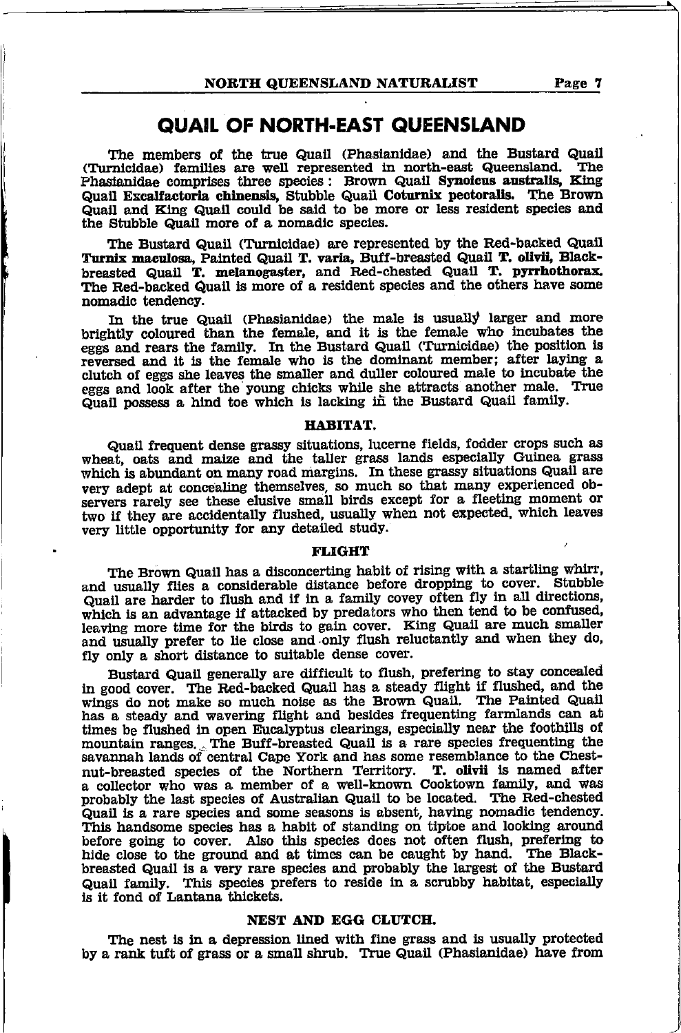# QUAIL OF NORTH-EAST QUEENSLAND

The members of the true Quail (Phasianidae) and the Bustard Quail (Turnicidae) families are well represented in north-east Queensland. The Phasianidae comprises three species: Brown Quail **Synoicus australis**, King Quail **Excalfactoria chinensis**, Stubble Quail **Coturnix pectoralis**. The Brown Quail and King Quail could be said to be more or less resident species and the Stubble Quail more of a nomadic species.

The Bustard Quail (Turnicidae) are represented by the Red-backed Quail **Turnix maculosa**, Painted Quail **T. varia**, Buff-breasted Quail **T. olivii**, Black-breasted Quail **T. melanogaster**, and Red-chested Quail **T. pyrrhothorax**. The Red-backed Quail is more of a resident species and the others have some nomadic tendency.

In the true Quail (Phasianidae) the male is usually larger and more brightly coloured than the female, and it is the female who incubates the eggs and rears the family. In the Bustard Quail (Turnicidae) the position is reversed and it is the female who is the dominant member; after laying a clutch of eggs she leaves the smaller and duller coloured male to incubate the eggs and look after the young chicks while she attracts another male. True Quail possess a hind toe which is lacking in the Bustard Quail family.

## HABITAT.

Quail frequent dense grassy situations, lucerne fields, fodder crops such as wheat, oats and maize and the taller grass lands especially Guinea grass which is abundant on many road margins. In these grassy situations Quail are very adept at concealing themselves, so much so that many experienced observers rarely see these elusive small birds except for a fleeting moment or two if they are accidentally flushed, usually when not expected, which leaves very little opportunity for any detailed study.

## FLIGHT

The Brown Quail has a disconcerting habit of rising with a startling whirr, and usually flies a considerable distance before dropping to cover. Stubble Quail are harder to flush and if in a family covey often fly in all directions, which is an advantage if attacked by predators who then tend to be confused, leaving more time for the birds to gain cover. King Quail are much smaller and usually prefer to lie close and only flush reluctantly and when they do, fly only a short distance to suitable dense cover.

Bustard Quail generally are difficult to flush, prefering to stay concealed in good cover. The Red-backed Quail has a steady flight if flushed, and the wings do not make so much noise as the Brown Quail. The Painted Quail has a steady and wavering flight and besides frequenting farmlands can at times be flushed in open Eucalyptus clearings, especially near the foothills of mountain ranges. The Buff-breasted Quail is a rare species frequenting the savannah lands of central Cape York and has some resemblance to the Chestnut-breasted species of the Northern Territory. **T. olivii** is named after a collector who was a member of a well-known Cooktown family, and was probably the last species of Australian Quail to be located. The Red-chested Quail is a rare species and some seasons is absent, having nomadic tendency. This handsome species has a habit of standing on tiptoe and looking around before going to cover. Also this species does not often flush, prefering to hide close to the ground and at times can be caught by hand. The Black-breasted Quail is a very rare species and probably the largest of the Bustard Quail family. This species prefers to reside in a scrubby habitat, especially is it fond of Lantana thickets.

## NEST AND EGG CLUTCH.

The nest is in a depression lined with fine grass and is usually protected by a rank tuft of grass or a small shrub. True Quail (Phasianidae) have from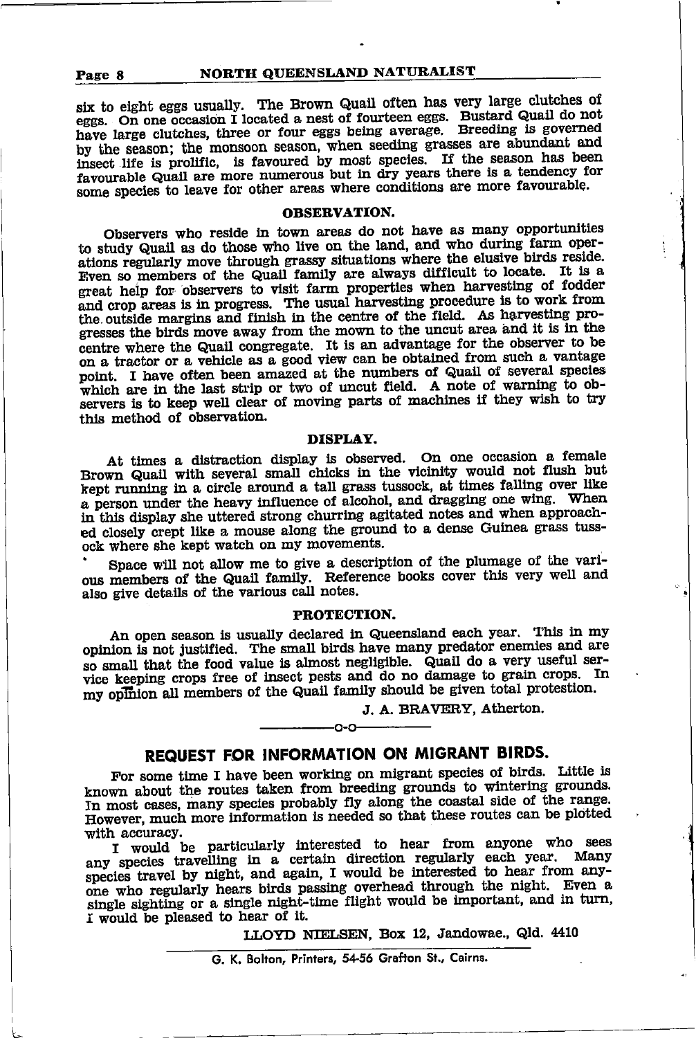six to eight eggs usually. The Brown Quail often has very large clutches of eggs. On one occasion I located a nest of fourteen eggs. Bustard Quail do not have large clutches, three or four eggs being average. Breeding is governed by the season; the monsoon season, when seeding grasses are abundant and insect life is prolific, is favoured by most species. If the season has been favourable Quail are more numerous but in dry years there is a tendency for some species to leave for other areas where conditions are more favourable.

## OBSERVATION.

Observers who reside in town areas do not have as many opportunities to study Quail as do those who live on the land, and who during farm operations regularly move through grassy situations where the elusive birds reside. Even so members of the Quail family are always difficult to locate. It is a great help for observers to visit farm properties when harvesting of fodder and crop areas is in progress. The usual harvesting procedure is to work from the outside margins and finish in the centre of the field. As harvesting progresses the birds move away from the mown to the uncut area and it is in the centre where the Quail congregate. It is an advantage for the observer to be on a tractor or a vehicle as a good view can be obtained from such a vantage point. I have often been amazed at the numbers of Quail of several species which are in the last strip or two of uncut field. A note of warning to observers is to keep well clear of moving parts of machines if they wish to try this method of observation.

## DISPLAY.

At times a distraction display is observed. On one occasion a female Brown Quail with several small chicks in the vicinity would not flush but kept running in a circle around a tall grass tussock, at times falling over like a person under the heavy influence of alcohol, and dragging one wing. When in this display she uttered strong churring agitated notes and when approached closely crept like a mouse along the ground to a dense Guinea grass tussock where she kept watch on my movements.

Space will not allow me to give a description of the plumage of the various members of the Quail family. Reference books cover this very well and also give details of the various call notes.

## PROTECTION.

An open season is usually declared in Queensland each year. This in my opinion is not justified. The small birds have many predator enemies and are so small that the food value is almost negligible. Quail do a very useful service keeping crops free of insect pests and do no damage to grain crops. In my opinion all members of the Quail family should be given total protection.

J. A. BRAVERY, Atherton.

o-o

## REQUEST FOR INFORMATION ON MIGRANT BIRDS.

For some time I have been working on migrant species of birds. Little is known about the routes taken from breeding grounds to wintering grounds. In most cases, many species probably fly along the coastal side of the range. However, much more information is needed so that these routes can be plotted with accuracy.

I would be particularly interested to hear from anyone who sees any species travelling in a certain direction regularly each year. Many species travel by night, and again, I would be interested to hear from anyone who regularly hears birds passing overhead through the night. Even a single sighting or a single night-time flight would be important, and in turn, I would be pleased to hear of it.

LLOYD NIELSEN, Box 12, Jandowae., Qld. 4410

G. K. Bolton, Printers, 54-56 Grafton St., Cairns.